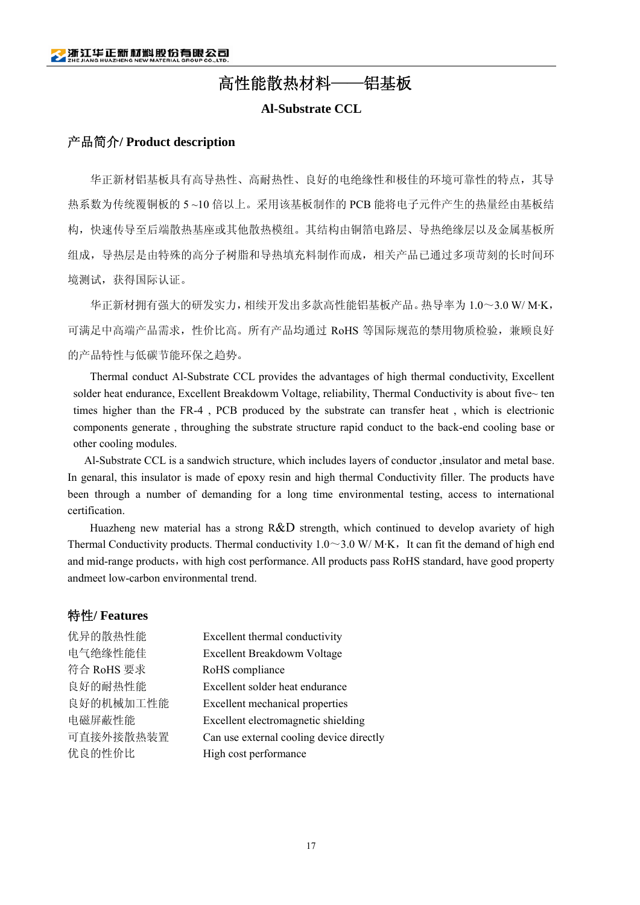# 高性能散热材料——铝基板

**Al-Substrate CCL**

## 产品简介/ Product description

华正新材铝基板具有高导热性、高耐热性、良好的电绝缘性和极佳的环境可靠性的特点，其导热系数为传统覆铜板的 5 ~10 倍以上。采用该基板制作的 PCB 能将电子元件产生的热量经由基板结构，快速传导至后端散热基座或其他散热模组。其结构构由铜箔电路层、导热绝缘层以及金属基板所组成，导热层是由特殊的高分子树脂和导热填充料制作而成，相关产品已通过多项苛刻的长时间环境测试，获得国际认证。

华正新材拥有强大的研发实力，相续开发出多款高性能铝基板产品。热导率为 1.0～3.0 W/ M·K，可满足中高端产品需求，性价比高。所有产品均通过 RoHS 等国际规范的禁用物质检验，兼顾良好的产品特性与低碳节能环保之趋势。

Thermal conduct Al-Substrate CCL provides the advantages of high thermal conductivity, Excellent solder heat endurance, Excellent Breakdown Voltage, reliability, Thermal Conductivity is about five~ ten times higher than the FR-4 , PCB produced by the substrate can transfer heat , which is electrionic components generate , throughing the substrate structure rapid conduct to the back-end cooling base or other cooling modules.

Al-Substrate CCL is a sandwich structure, which includes layers of conductor ,insulator and metal base. In genaral, this insulator is made of epoxy resin and high thermal Conductivity filler. The products have been through a number of demanding for a long time environmental testing, access to international certification.

Huazheng new material has a strong R&D strength, which continued to develop avariety of high Thermal Conductivity products. Thermal conductivity 1.0～3.0 W/ M·K，It can fit the demand of high end and mid-range products，with high cost performance. All products pass RoHS standard, have good property andmeet low-carbon environmental trend.

## 特性/ Features

| | |
|---|---|
| 优异的散热性能 | Excellent thermal conductivity |
| 电气绝缘性能佳 | Excellent Breakdown Voltage |
| 符合 RoHS 要求 | RoHS compliance |
| 良好的耐热性能 | Excellent solder heat endurance |
| 良好的机械加工性能 | Excellent mechanical properties |
| 电磁屏蔽性能 | Excellent electromagnetic shielding |
| 可直接外接散热装置 | Can use external cooling device directly |
| 优良的性价比 | High cost performance |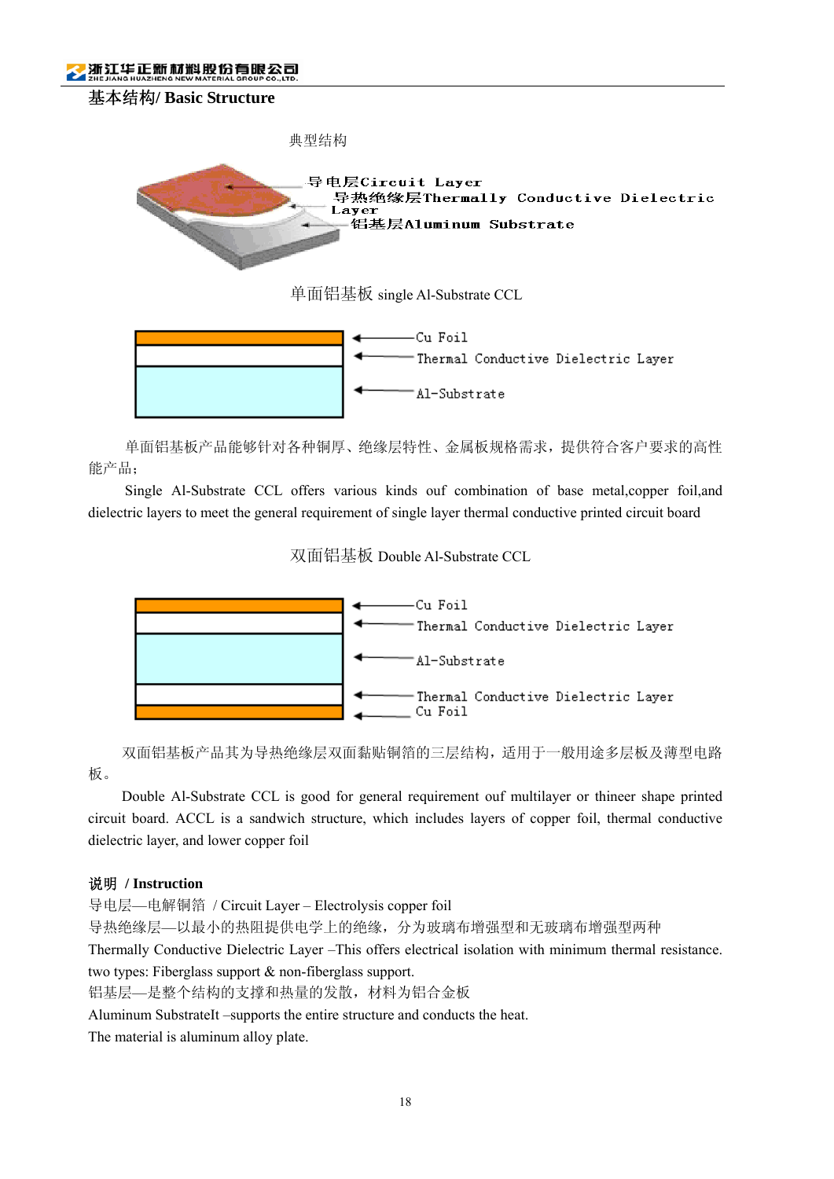## 基本结构/ Basic Structure

典型结构

导电层Circuit Layer

导热绝缘层Thermally Conductive Dielectric Layer

铝基层Aluminum Substrate

单面铝基板 single Al-Substrate CCL

Cu Foil

Thermal Conductive Dielectric Layer

Al-Substrate

单面铝基板产品能够针对各种铜厚、绝缘层特性、金属板规格需求，提供符合客户要求的高性能产品；

Single Al-Substrate CCL offers various kinds ouf combination of base metal,copper foil,and dielectric layers to meet the general requirement of single layer thermal conductive printed circuit board

双面铝基板 Double Al-Substrate CCL

Cu Foil

Thermal Conductive Dielectric Layer

Al-Substrate

Thermal Conductive Dielectric Layer

Cu Foil

双面铝基板产品其为导热绝缘层双面黏贴铜箔的三层结构，适用于一般用途多层板及薄型电路板。

Double Al-Substrate CCL is good for general requirement ouf multilayer or thineer shape printed circuit board. ACCL is a sandwich structure, which includes layers of copper foil, thermal conductive dielectric layer, and lower copper foil

**说明 / Instruction**

导电层—电解铜箔 / Circuit Layer – Electrolysis copper foil

导热绝缘层—以最小的热阻提供电学上的绝缘，分为玻璃布增强型和无玻璃布增强型两种

Thermally Conductive Dielectric Layer –This offers electrical isolation with minimum thermal resistance. two types: Fiberglass support & non-fiberglass support.

铝基层—是整个结构的支撑和热量的发散，材料为铝合金板

Aluminum SubstrateIt –supports the entire structure and conducts the heat.

The material is aluminum alloy plate.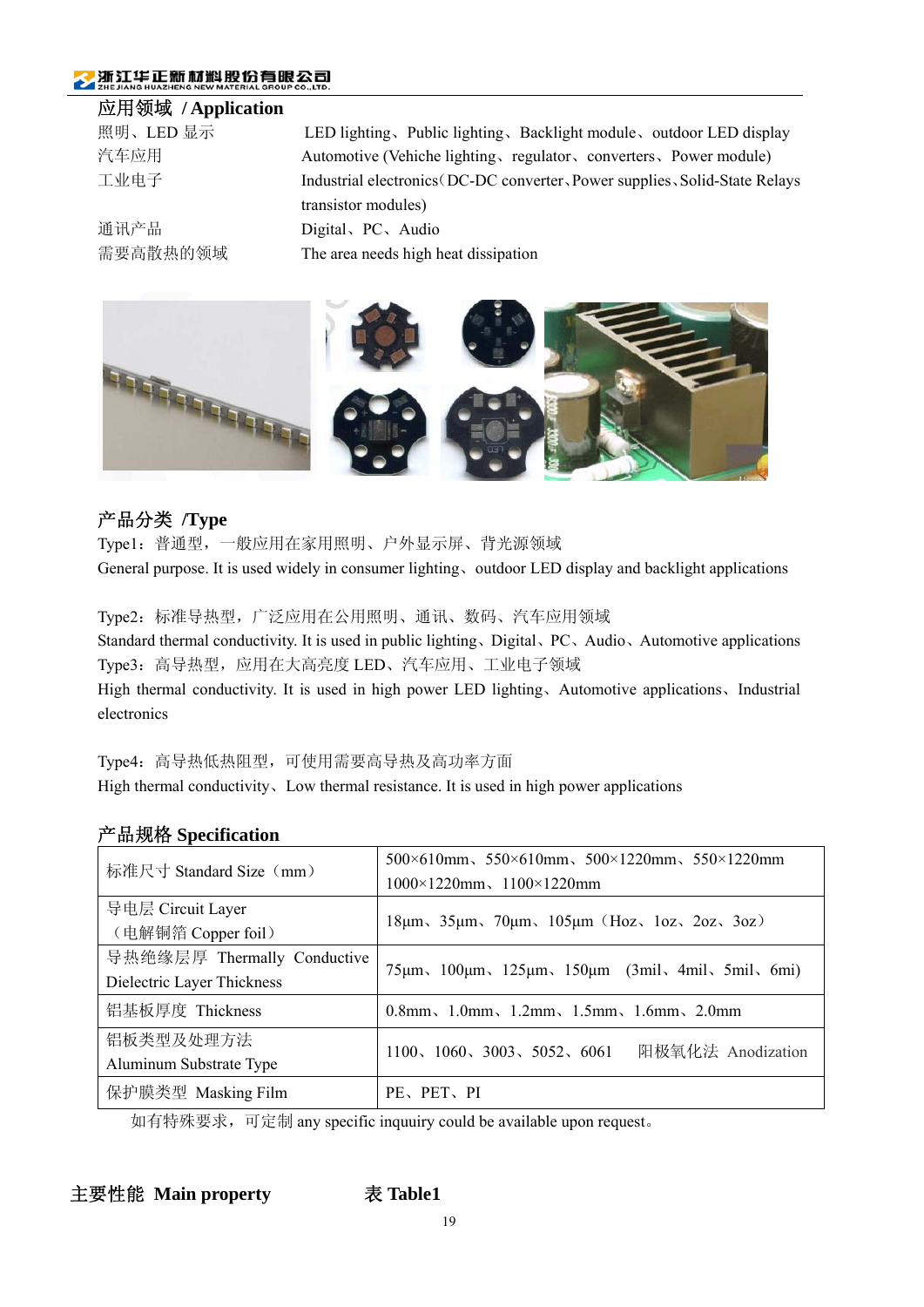## 应用领域 / Application

| | |
|---|---|
| 照明、LED 显示 | LED lighting、Public lighting、Backlight module、outdoor LED display |
| 汽车应用 | Automotive (Vehiche lighting、regulator、converters、Power module) |
| 工业电子 | Industrial electronics（DC-DC converter、Power supplies、Solid-State Relays transistor modules) |
| 通讯产品 | Digital、PC、Audio |
| 需要高散热的领域 | The area needs high heat dissipation |

## 产品分类 /Type

Type1：普通型，一般应用在家用照明、户外显示屏、背光源领域

General purpose. It is used widely in consumer lighting、outdoor LED display and backlight applications

Type2：标准导热型，广泛应用在公用照明、通讯、数码、汽车应用领域

Standard thermal conductivity. It is used in public lighting、Digital、PC、Audio、Automotive applications

Type3：高导热型，应用在大高亮度 LED、汽车应用、工业电子领域

High thermal conductivity. It is used in high power LED lighting、Automotive applications、Industrial electronics

Type4：高导热低热阻型，可使用需要高导热及高功率方面

High thermal conductivity、Low thermal resistance. It is used in high power applications

## 产品规格 Specification

| | |
|---|---|
| 标准尺寸 Standard Size（mm） | 500×610mm、550×610mm、500×1220mm、550×1220mm 1000×1220mm、1100×1220mm |
| 导电层 Circuit Layer（电解铜箔 Copper foil） | 18μm、35μm、70μm、105μm（Hoz、1oz、2oz、3oz） |
| 导热绝缘层厚 Thermally Conductive Dielectric Layer Thickness | 75μm、100μm、125μm、150μm (3mil、4mil、5mil、6mi) |
| 铝基板厚度 Thickness | 0.8mm、1.0mm、1.2mm、1.5mm、1.6mm、2.0mm |
| 铝板类型及处理方法 Aluminum Substrate Type | 1100、1060、3003、5052、6061 阳极氧化法 Anodization |
| 保护膜类型 Masking Film | PE、PET、PI |

如有特殊要求，可定制 any specific inquuiry could be available upon request。

## 主要性能 Main property 表 Table1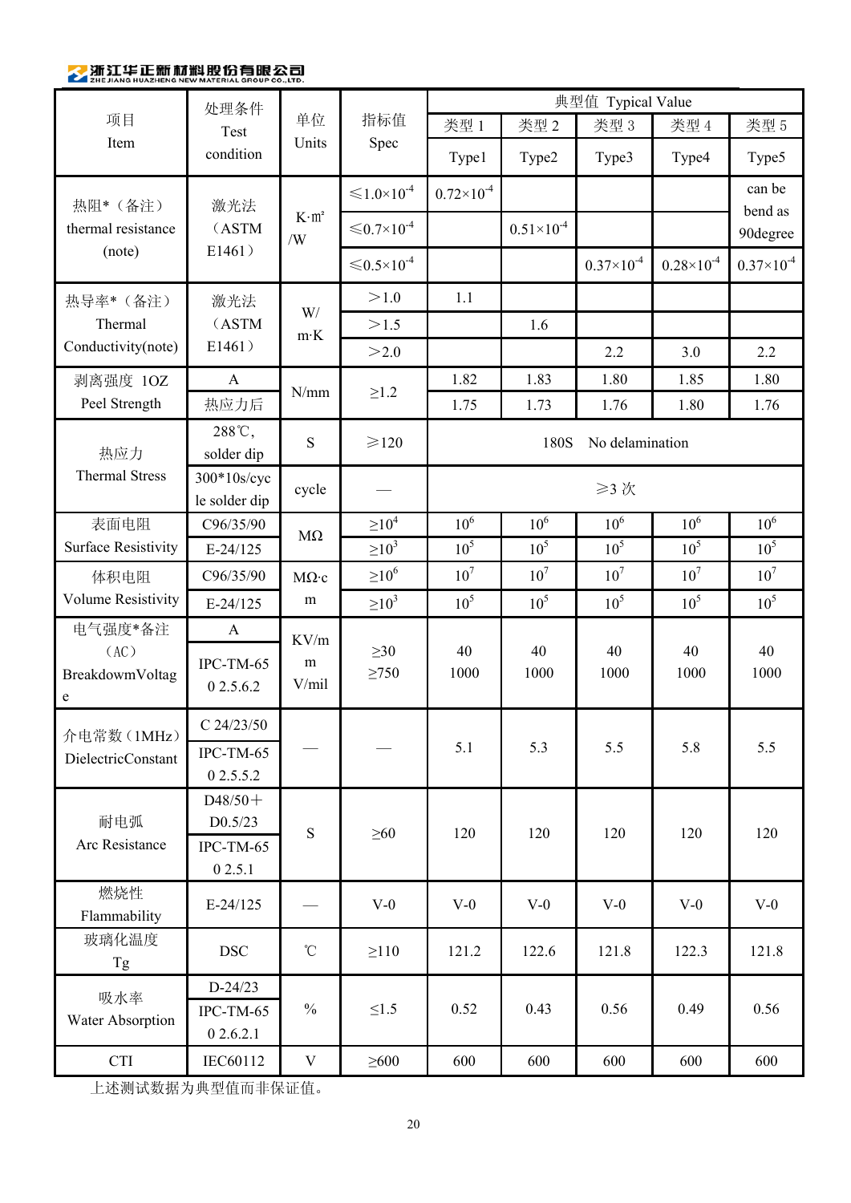| 项目 Item | 处理条件 Test condition | 单位 Units | 指标值 Spec | 典型值 Typical Value | | | | |
|---|---|---|---|---|---|---|---|---|
| | | | | 类型 1 Type1 | 类型 2 Type2 | 类型 3 Type3 | 类型 4 Type4 | 类型 5 Type5 |
| 热阻*（备注） thermal resistance (note) | 激光法（ASTM E1461） | K·m²/W | ≤$1.0\times10^{-4}$ | $0.72\times10^{-4}$ | | | | can be bend as 90degree |
| | | | ≤$0.7\times10^{-4}$ | | $0.51\times10^{-4}$ | | | |
| | | | ≤$0.5\times10^{-4}$ | | | $0.37\times10^{-4}$ | $0.28\times10^{-4}$ | $0.37\times10^{-4}$ |
| 热导率*（备注） Thermal Conductivity(note) | 激光法（ASTM E1461） | W/m·K | ＞1.0 | 1.1 | | | | |
| | | | ＞1.5 | | 1.6 | | | |
| | | | ＞2.0 | | | 2.2 | 3.0 | 2.2 |
| 剥离强度 1OZ Peel Strength | A | N/mm | ≥1.2 | 1.82 | 1.83 | 1.80 | 1.85 | 1.80 |
| | 热应力后 | | | 1.75 | 1.73 | 1.76 | 1.80 | 1.76 |
| 热应力 Thermal Stress | 288℃, solder dip | S | ≥120 | 180S No delamination | | | | |
| | 300*10s/cycle solder dip | cycle | — | ≥3 次 | | | | |
| 表面电阻 Surface Resistivity | C96/35/90 | MΩ | ≥$10^4$ | $10^6$ | $10^6$ | $10^6$ | $10^6$ | $10^6$ |
| | E-24/125 | | ≥$10^3$ | $10^5$ | $10^5$ | $10^5$ | $10^5$ | $10^5$ |
| 体积电阻 Volume Resistivity | C96/35/90 | MΩ·cm | ≥$10^6$ | $10^7$ | $10^7$ | $10^7$ | $10^7$ | $10^7$ |
| | E-24/125 | | ≥$10^3$ | $10^5$ | $10^5$ | $10^5$ | $10^5$ | $10^5$ |
| 电气强度*备注（AC） BreakdowmVoltage | A<br>IPC-TM-65 0 2.5.6.2 | KV/mm<br>V/mil | ≥30<br>≥750 | 40<br>1000 | 40<br>1000 | 40<br>1000 | 40<br>1000 | 40<br>1000 |
| 介电常数（1MHz） DielectricConstant | C 24/23/50<br>IPC-TM-65 0 2.5.5.2 | — | — | 5.1 | 5.3 | 5.5 | 5.8 | 5.5 |
| 耐电弧 Arc Resistance | D48/50＋D0.5/23<br>IPC-TM-65 0 2.5.1 | S | ≥60 | 120 | 120 | 120 | 120 | 120 |
| 燃烧性 Flammability | E-24/125 | — | V-0 | V-0 | V-0 | V-0 | V-0 | V-0 |
| 玻璃化温度 Tg | DSC | ℃ | ≥110 | 121.2 | 122.6 | 121.8 | 122.3 | 121.8 |
| 吸水率 Water Absorption | D-24/23<br>IPC-TM-65 0 2.6.2.1 | % | ≤1.5 | 0.52 | 0.43 | 0.56 | 0.49 | 0.56 |
| CTI | IEC60112 | V | ≥600 | 600 | 600 | 600 | 600 | 600 |

上述测试数据为典型值而非保证值。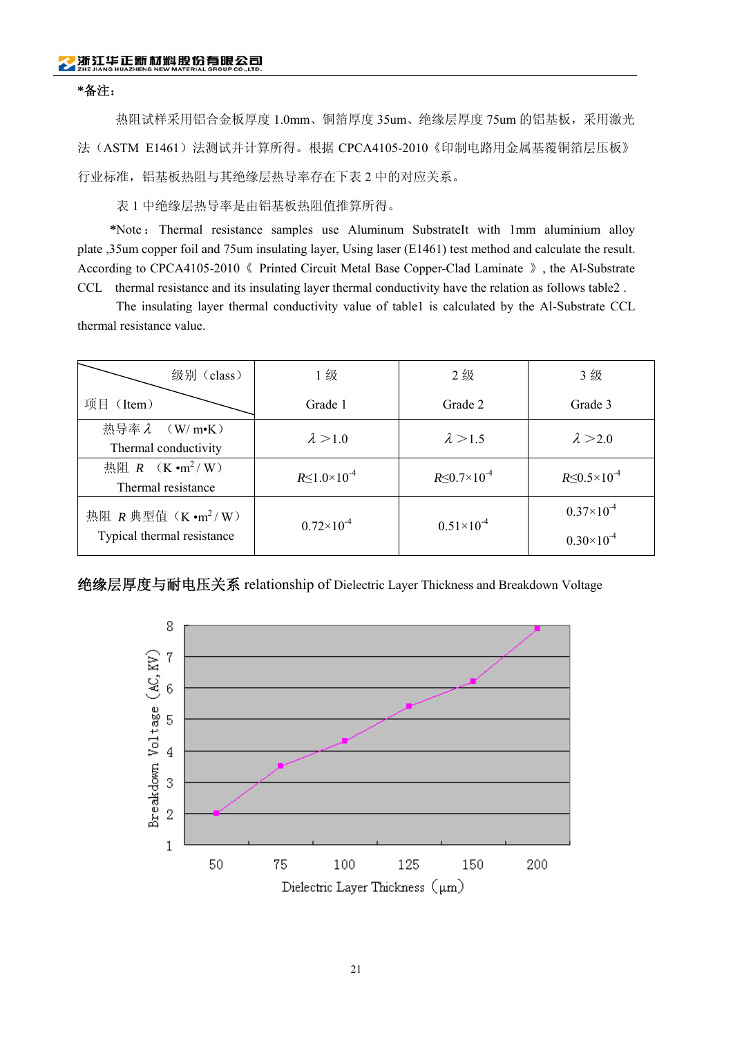*备注：

热阻试样采用铝合金板厚度 1.0mm、铜箔厚度 35um、绝缘层厚度 75um 的铝基板，采用激光法（ASTM E1461）法测试并计算所得。根据 CPCA4105-2010《印制电路用金属基覆铜箔层压板》行业标准，铝基板热阻与其绝缘层热导率存在下表 2 中的对应关系。

表 1 中绝缘层热导率是由铝基板热阻值推算所得。

*Note： Thermal resistance samples use Aluminum SubstrateIt with 1mm aluminium alloy plate ,35um copper foil and 75um insulating layer, Using laser (E1461) test method and calculate the result. According to CPCA4105-2010《 Printed Circuit Metal Base Copper-Clad Laminate 》, the Al-Substrate CCL thermal resistance and its insulating layer thermal conductivity have the relation as follows table2 .

The insulating layer thermal conductivity value of table1 is calculated by the Al-Substrate CCL thermal resistance value.

| 级别（class） / 项目（Item） | 1 级 Grade 1 | 2 级 Grade 2 | 3 级 Grade 3 |
|---|---|---|---|
| 热导率 λ （W/ m•K） Thermal conductivity | λ＞1.0 | λ＞1.5 | λ＞2.0 |
| 热阻 $R$ （K •m$^2$/ W） Thermal resistance | $R \le 1.0\times10^{-4}$ | $R \le 0.7\times10^{-4}$ | $R \le 0.5\times10^{-4}$ |
| 热阻 $R$ 典型值（K •m$^2$/ W） Typical thermal resistance | $0.72\times10^{-4}$ | $0.51\times10^{-4}$ | $0.37\times10^{-4}$<br>$0.30\times10^{-4}$ |

## 绝缘层厚度与耐电压关系 relationship of Dielectric Layer Thickness and Breakdown Voltage

| Dielectric Layer Thickness (μm) | Breakdown Voltage (AC, KV) |
|---|---|
| 50 | ≈2.0 |
| 75 | ≈3.5 |
| 100 | ≈4.3 |
| 125 | ≈5.4 |
| 150 | ≈6.2 |
| 200 | ≈7.9 |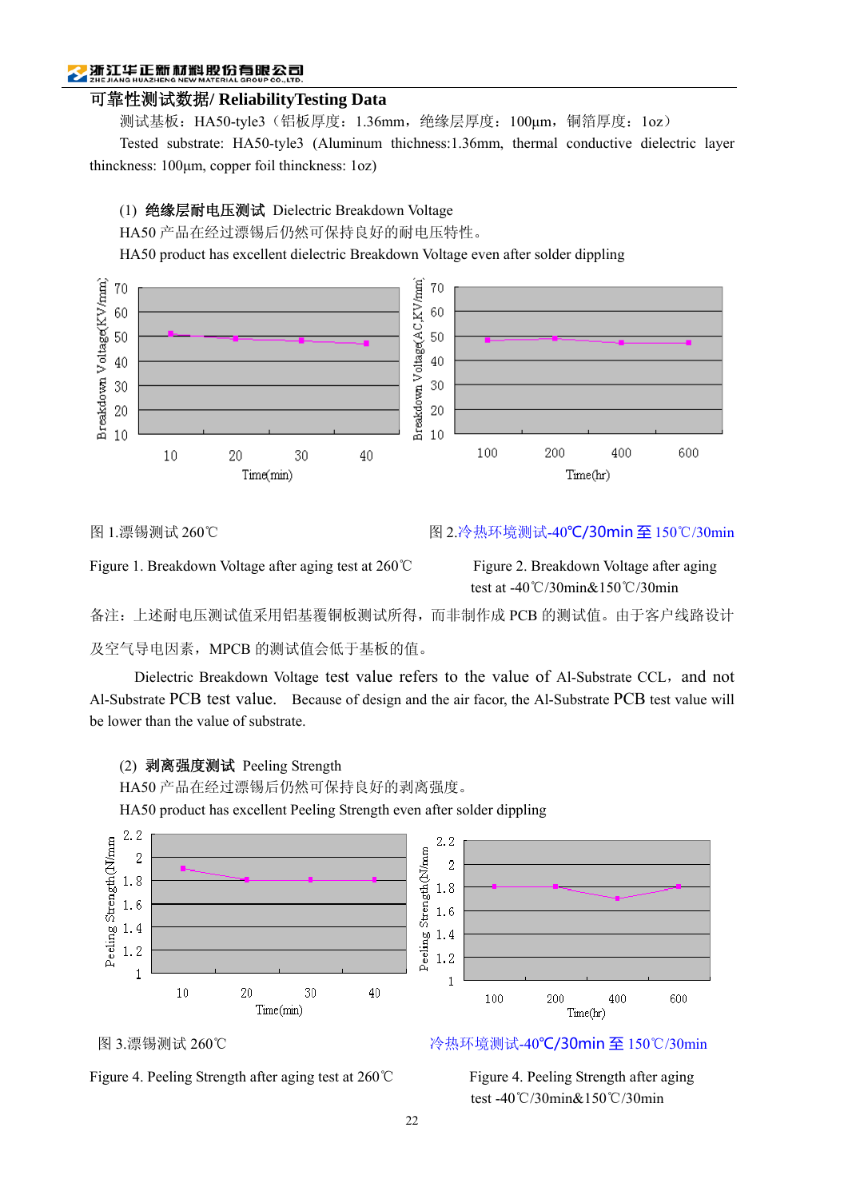## 可靠性测试数据/ ReliabilityTesting Data

测试基板：HA50-tyle3（铝板厚度：1.36mm，绝缘层厚度：100μm，铜箔厚度：1oz）

Tested substrate: HA50-tyle3 (Aluminum thichness:1.36mm, thermal conductive dielectric layer thinckness: 100μm, copper foil thinckness: 1oz)

(1) **绝缘层耐电压测试** Dielectric Breakdown Voltage

HA50 产品在经过漂锡后仍然可保持良好的耐电压特性。

HA50 product has excellent dielectric Breakdown Voltage even after solder dippling

Breakdown Voltage(KV/mm)
70
60
50
40
30
20
10
10 20 30 40
Time(min)

Breakdown Voltage(AC,KV/mm)
70
60
50
40
30
20
10
100 200 400 600
Time(hr)

图 1.漂锡测试 260℃

Figure 1. Breakdown Voltage after aging test at 260℃

图 2.冷热环境测试-40℃/30min 至 150℃/30min

Figure 2. Breakdown Voltage after aging test at -40℃/30min&150℃/30min

备注：上述耐电压测试值采用铝基覆铜板测试所得，而非制作成 PCB 的测试值。由于客户线路设计及空气导电因素，MPCB 的测试值会低于基板的值。

Dielectric Breakdown Voltage test value refers to the value of Al-Substrate CCL, and not Al-Substrate PCB test value. Because of design and the air facor, the Al-Substrate PCB test value will be lower than the value of substrate.

(2) **剥离强度测试** Peeling Strength

HA50 产品在经过漂锡后仍然可保持良好的剥离强度。

HA50 product has excellent Peeling Strength even after solder dippling

Peeling Strength(N/mm
2.2
2
1.8
1.6
1.4
1.2
1
10 20 30 40
Time(min)

Peeling Strength(N/mm
2.2
2
1.8
1.6
1.4
1.2
1
100 200 400 600
Time(hr)

图 3.漂锡测试 260℃

Figure 4. Peeling Strength after aging test at 260℃

冷热环境测试-40℃/30min 至 150℃/30min

Figure 4. Peeling Strength after aging test -40℃/30min&150℃/30min